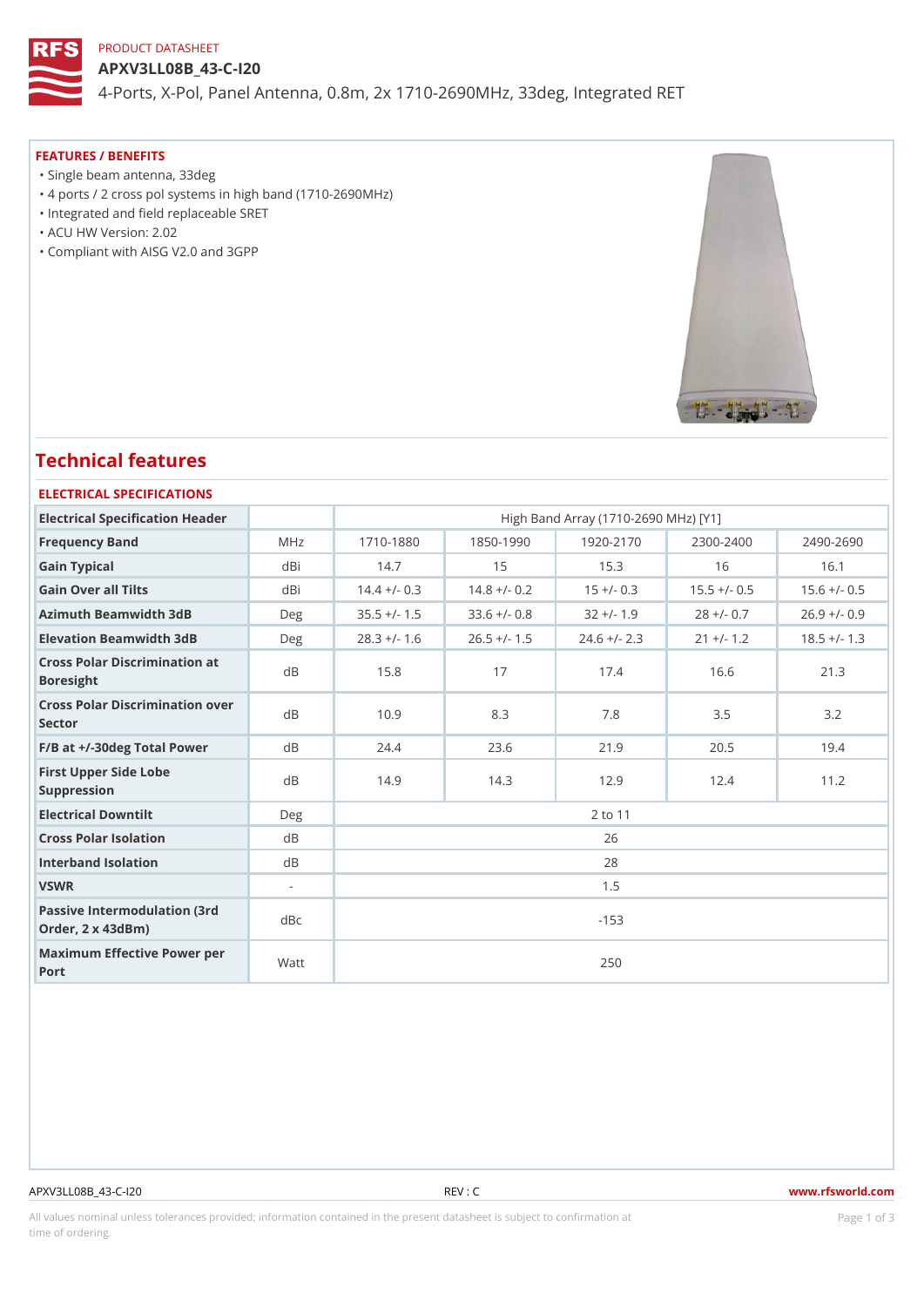PRODUCT DATASHEET

# APXV3LL08B_43-C-I20

4-Ports, X-Pol, Panel Antenna, 0.8m, 2x 1710-2690MHz, 33deg, Integrated RET

## FEATURES / BENEFITS

- Single beam antenna, 33deg
- 4 ports / 2 cross pol systems in high band (1710-2690MHz)
- Integrated and field replaceable SRET
- ACU HW Version: 2.02
- Compliant with AISG V2.0 and 3GPP

# Technical features

## ELECTRICAL SPECIFICATIONS

| Electrical Specification Header | | High Band Array (1710-2690 MHz) [Y1] | | | | |
|---|---|---|---|---|---|---|
| Frequency Band | MHz | 1710-1880 | 1850-1990 | 1920-2170 | 2300-2400 | 2490-2690 |
| Gain Typical | dBi | 14.7 | 15 | 15.3 | 16 | 16.1 |
| Gain Over all Tilts | dBi | 14.4 +/- 0.3 | 14.8 +/- 0.2 | 15 +/- 0.3 | 15.5 +/- 0.5 | 15.6 +/- 0.5 |
| Azimuth Beamwidth 3dB | Deg | 35.5 +/- 1.5 | 33.6 +/- 0.8 | 32 +/- 1.9 | 28 +/- 0.7 | 26.9 +/- 0.9 |
| Elevation Beamwidth 3dB | Deg | 28.3 +/- 1.6 | 26.5 +/- 1.5 | 24.6 +/- 2.3 | 21 +/- 1.2 | 18.5 +/- 1.3 |
| Cross Polar Discrimination at Boresight | dB | 15.8 | 17 | 17.4 | 16.6 | 21.3 |
| Cross Polar Discrimination over Sector | dB | 10.9 | 8.3 | 7.8 | 3.5 | 3.2 |
| F/B at +/-30deg Total Power | dB | 24.4 | 23.6 | 21.9 | 20.5 | 19.4 |
| First Upper Side Lobe Suppression | dB | 14.9 | 14.3 | 12.9 | 12.4 | 11.2 |
| Electrical Downtilt | Deg | 2 to 11 | | | | |
| Cross Polar Isolation | dB | 26 | | | | |
| Interband Isolation | dB | 28 | | | | |
| VSWR | - | 1.5 | | | | |
| Passive Intermodulation (3rd Order, 2 x 43dBm) | dBc | -153 | | | | |
| Maximum Effective Power per Port | Watt | 250 | | | | |

All values nominal unless tolerances provided; information contained in the present datasheet is subject to confirmation at time of ordering.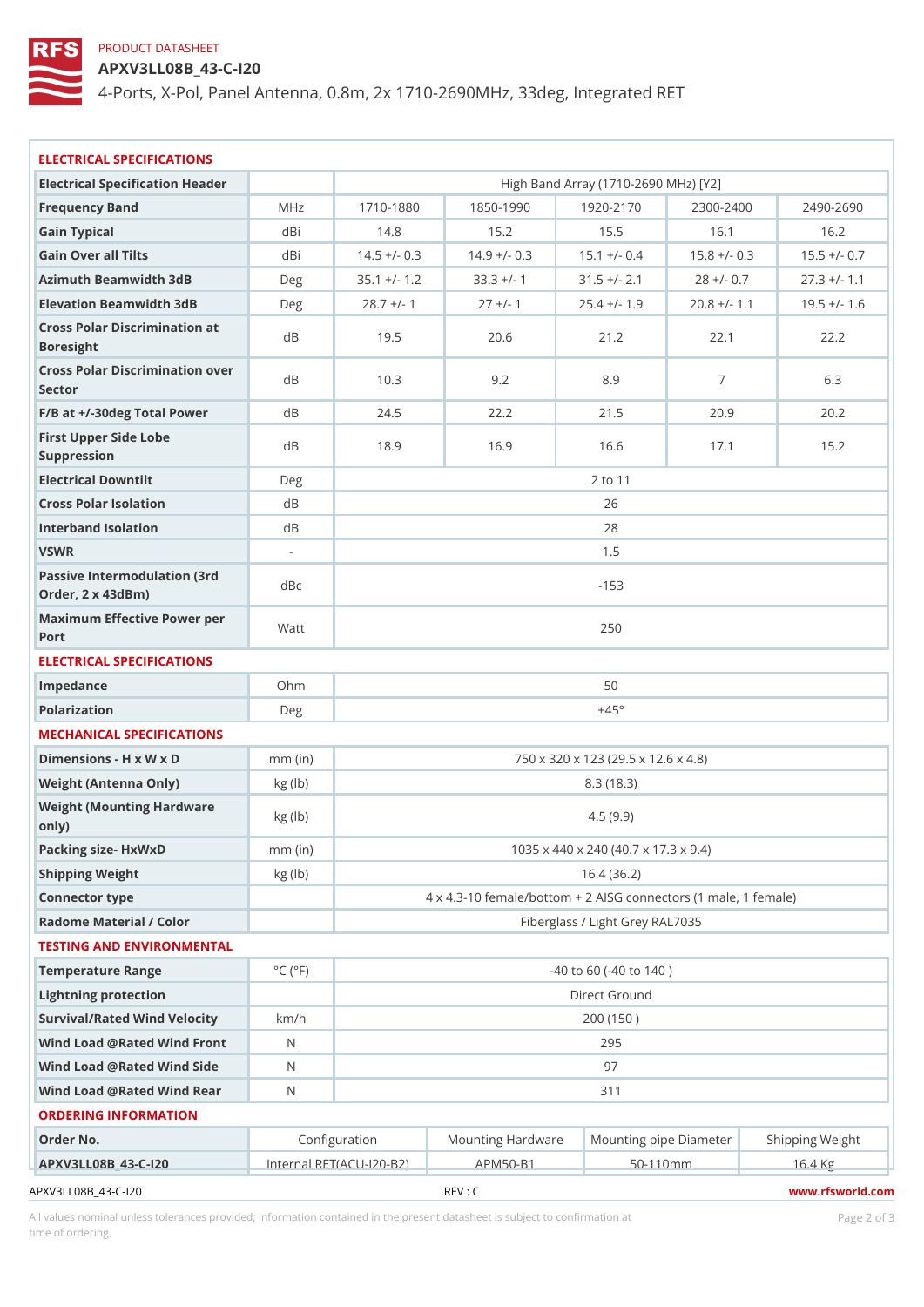PRODUCT DATASHEET

# APXV3LL08B_43-C-I20

4-Ports, X-Pol, Panel Antenna, 0.8m, 2x 1710-2690MHz, 33deg, Integrated RET

## ELECTRICAL SPECIFICATIONS

| Electrical Specification Header | | High Band Array (1710-2690 MHz) [Y2] | | | | |
|---|---|---|---|---|---|---|
| Frequency Band | MHz | 1710-1880 | 1850-1990 | 1920-2170 | 2300-2400 | 2490-2690 |
| Gain Typical | dBi | 14.8 | 15.2 | 15.5 | 16.1 | 16.2 |
| Gain Over all Tilts | dBi | 14.5 +/- 0.3 | 14.9 +/- 0.3 | 15.1 +/- 0.4 | 15.8 +/- 0.3 | 15.5 +/- 0.7 |
| Azimuth Beamwidth 3dB | Deg | 35.1 +/- 1.2 | 33.3 +/- 1 | 31.5 +/- 2.1 | 28 +/- 0.7 | 27.3 +/- 1.1 |
| Elevation Beamwidth 3dB | Deg | 28.7 +/- 1 | 27 +/- 1 | 25.4 +/- 1.9 | 20.8 +/- 1.1 | 19.5 +/- 1.6 |
| Cross Polar Discrimination at Boresight | dB | 19.5 | 20.6 | 21.2 | 22.1 | 22.2 |
| Cross Polar Discrimination over Sector | dB | 10.3 | 9.2 | 8.9 | 7 | 6.3 |
| F/B at +/-30deg Total Power | dB | 24.5 | 22.2 | 21.5 | 20.9 | 20.2 |
| First Upper Side Lobe Suppression | dB | 18.9 | 16.9 | 16.6 | 17.1 | 15.2 |
| Electrical Downtilt | Deg | 2 to 11 | | | | |
| Cross Polar Isolation | dB | 26 | | | | |
| Interband Isolation | dB | 28 | | | | |
| VSWR | - | 1.5 | | | | |
| Passive Intermodulation (3rd Order, 2 x 43dBm) | dBc | -153 | | | | |
| Maximum Effective Power per Port | Watt | 250 | | | | |

## ELECTRICAL SPECIFICATIONS

| | | |
|---|---|---|
| Impedance | Ohm | 50 |
| Polarization | Deg | ±45° |

## MECHANICAL SPECIFICATIONS

| | | |
|---|---|---|
| Dimensions - H x W x D | mm (in) | 750 x 320 x 123 (29.5 x 12.6 x 4.8) |
| Weight (Antenna Only) | kg (lb) | 8.3 (18.3) |
| Weight (Mounting Hardware only) | kg (lb) | 4.5 (9.9) |
| Packing size- HxWxD | mm (in) | 1035 x 440 x 240 (40.7 x 17.3 x 9.4) |
| Shipping Weight | kg (lb) | 16.4 (36.2) |
| Connector type | | 4 x 4.3-10 female/bottom + 2 AISG connectors (1 male, 1 female) |
| Radome Material / Color | | Fiberglass / Light Grey RAL7035 |

## TESTING AND ENVIRONMENTAL

| | | |
|---|---|---|
| Temperature Range | °C (°F) | -40 to 60 (-40 to 140 ) |
| Lightning protection | | Direct Ground |
| Survival/Rated Wind Velocity | km/h | 200 (150 ) |
| Wind Load @Rated Wind Front | N | 295 |
| Wind Load @Rated Wind Side | N | 97 |
| Wind Load @Rated Wind Rear | N | 311 |

## ORDERING INFORMATION

| Order No. | Configuration | Mounting Hardware | Mounting pipe Diameter | Shipping Weight |
|---|---|---|---|---|
| APXV3LL08B_43-C-I20 | Internal RET(ACU-I20-B2) | APM50-B1 | 50-110mm | 16.4 Kg |

APXV3LL08B_43-C-I20 REV : C www.rfsworld.com

All values nominal unless tolerances provided; information contained in the present datasheet is subject to confirmation at time of ordering.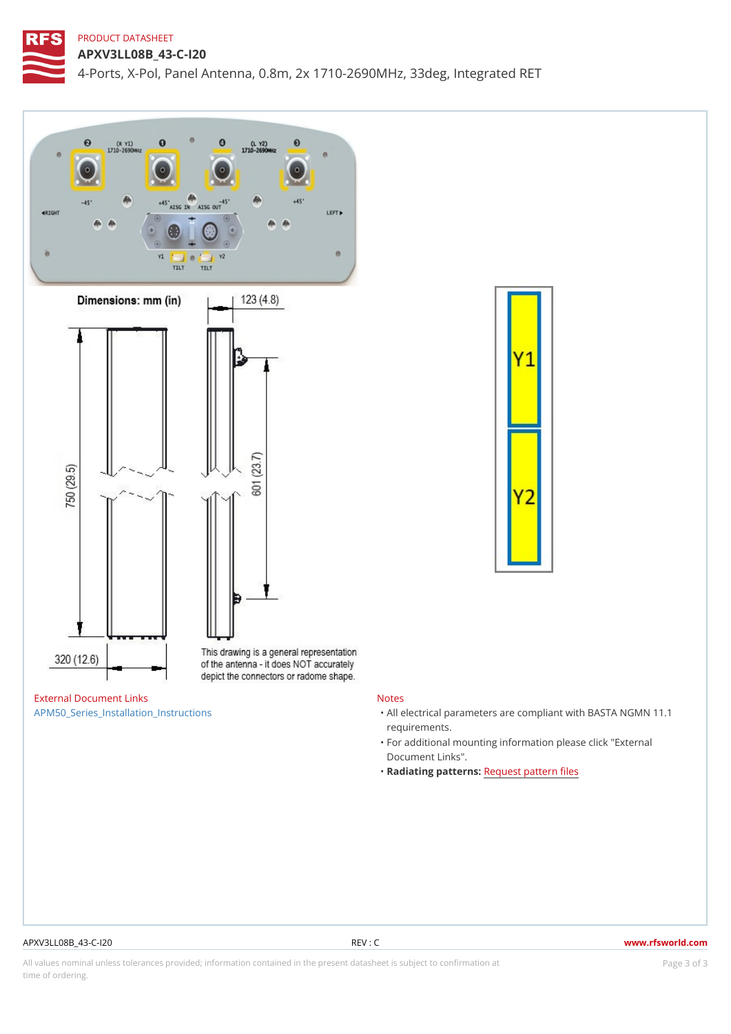PRODUCT DATASHEET

# APXV3LL08B_43-C-I20

4-Ports, X-Pol, Panel Antenna, 0.8m, 2x 1710-2690MHz, 33deg, Integrated RET

Dimensions: mm (in)

123 (4.8)

750 (29.5)

601 (23.7)

320 (12.6)

This drawing is a general representation of the antenna - it does NOT accurately depict the connectors or radome shape.

Y1

Y2

## External Document Links

APM50_Series_Installation_Instructions

## Notes

- All electrical parameters are compliant with BASTA NGMN 11.1 requirements.
- For additional mounting information please click "External Document Links".
- **Radiating patterns:** Request pattern files

APXV3LL08B_43-C-I20 REV : C www.rfsworld.com

All values nominal unless tolerances provided; information contained in the present datasheet is subject to confirmation at time of ordering.